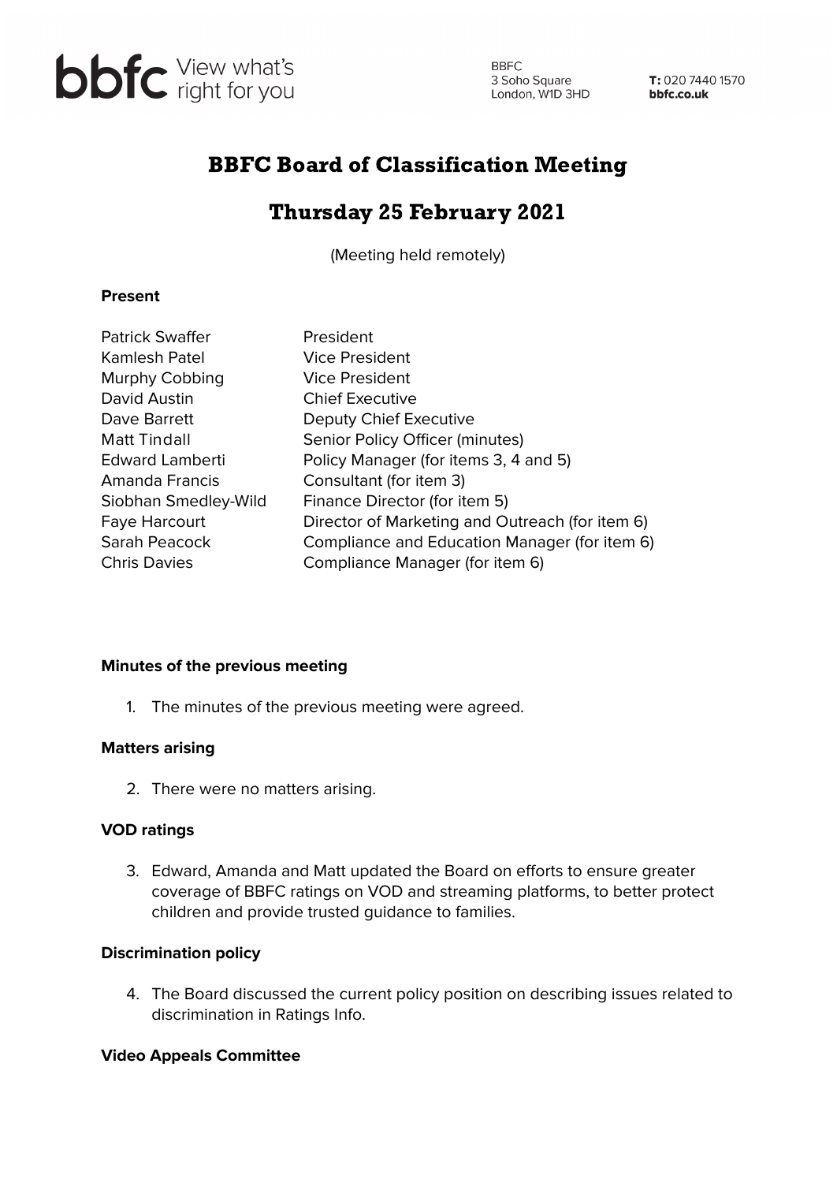bbfc View what's right for you

BBFC
3 Soho Square
London, W1D 3HD

**T:** 020 7440 1570
**bbfc.co.uk**

# BBFC Board of Classification Meeting

## Thursday 25 February 2021

(Meeting held remotely)

**Present**

| | |
|---|---|
| Patrick Swaffer | President |
| Kamlesh Patel | Vice President |
| Murphy Cobbing | Vice President |
| David Austin | Chief Executive |
| Dave Barrett | Deputy Chief Executive |
| Matt Tindall | Senior Policy Officer (minutes) |
| Edward Lamberti | Policy Manager (for items 3, 4 and 5) |
| Amanda Francis | Consultant (for item 3) |
| Siobhan Smedley-Wild | Finance Director (for item 5) |
| Faye Harcourt | Director of Marketing and Outreach (for item 6) |
| Sarah Peacock | Compliance and Education Manager (for item 6) |
| Chris Davies | Compliance Manager (for item 6) |

**Minutes of the previous meeting**

1. The minutes of the previous meeting were agreed.

**Matters arising**

2. There were no matters arising.

**VOD ratings**

3. Edward, Amanda and Matt updated the Board on efforts to ensure greater coverage of BBFC ratings on VOD and streaming platforms, to better protect children and provide trusted guidance to families.

**Discrimination policy**

4. The Board discussed the current policy position on describing issues related to discrimination in Ratings Info.

**Video Appeals Committee**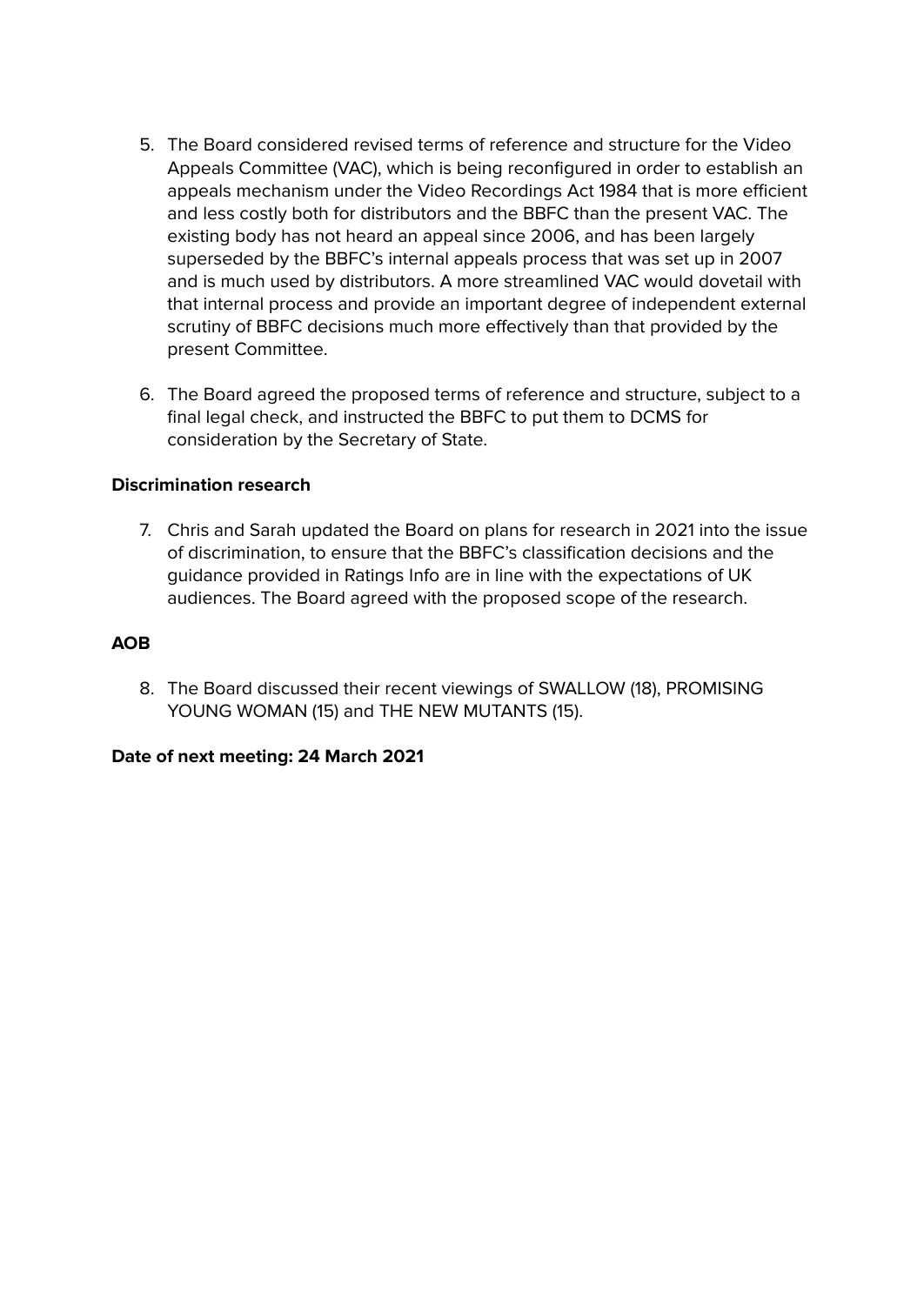5. The Board considered revised terms of reference and structure for the Video Appeals Committee (VAC), which is being reconfigured in order to establish an appeals mechanism under the Video Recordings Act 1984 that is more efficient and less costly both for distributors and the BBFC than the present VAC. The existing body has not heard an appeal since 2006, and has been largely superseded by the BBFC's internal appeals process that was set up in 2007 and is much used by distributors. A more streamlined VAC would dovetail with that internal process and provide an important degree of independent external scrutiny of BBFC decisions much more effectively than that provided by the present Committee.

6. The Board agreed the proposed terms of reference and structure, subject to a final legal check, and instructed the BBFC to put them to DCMS for consideration by the Secretary of State.

**Discrimination research**

7. Chris and Sarah updated the Board on plans for research in 2021 into the issue of discrimination, to ensure that the BBFC's classification decisions and the guidance provided in Ratings Info are in line with the expectations of UK audiences. The Board agreed with the proposed scope of the research.

**AOB**

8. The Board discussed their recent viewings of SWALLOW (18), PROMISING YOUNG WOMAN (15) and THE NEW MUTANTS (15).

**Date of next meeting: 24 March 2021**